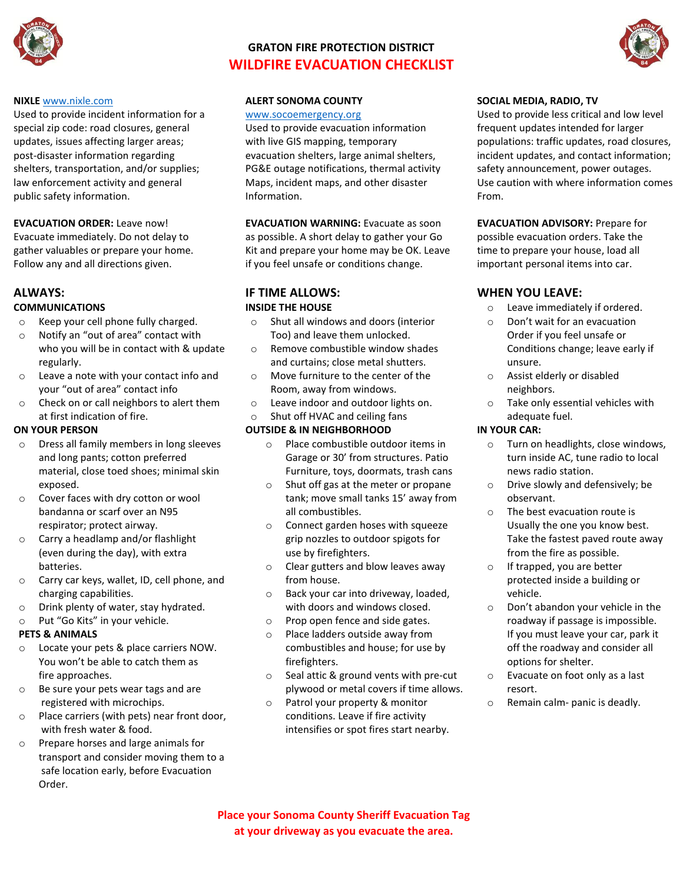# GRATON FIRE PROTECTION DISTRICT

## WILDFIRE EVACUATION CHECKLIST

**NIXLE** www.nixle.com
Used to provide incident information for a special zip code: road closures, general updates, issues affecting larger areas; post-disaster information regarding shelters, transportation, and/or supplies; law enforcement activity and general public safety information.

**ALERT SONOMA COUNTY**
www.socoemergency.org
Used to provide evacuation information with live GIS mapping, temporary evacuation shelters, large animal shelters, PG&E outage notifications, thermal activity Maps, incident maps, and other disaster Information.

**SOCIAL MEDIA, RADIO, TV**
Used to provide less critical and low level frequent updates intended for larger populations: traffic updates, road closures, incident updates, and contact information; safety announcement, power outages. Use caution with where information comes From.

**EVACUATION ORDER:** Leave now! Evacuate immediately. Do not delay to gather valuables or prepare your home. Follow any and all directions given.

**EVACUATION WARNING:** Evacuate as soon as possible. A short delay to gather your Go Kit and prepare your home may be OK. Leave if you feel unsafe or conditions change.

**EVACUATION ADVISORY:** Prepare for possible evacuation orders. Take the time to prepare your house, load all important personal items into car.

## ALWAYS:

**COMMUNICATIONS**

- Keep your cell phone fully charged.
- Notify an "out of area" contact with who you will be in contact with & update regularly.
- Leave a note with your contact info and your "out of area" contact info
- Check on or call neighbors to alert them at first indication of fire.

**ON YOUR PERSON**

- Dress all family members in long sleeves and long pants; cotton preferred material, close toed shoes; minimal skin exposed.
- Cover faces with dry cotton or wool bandanna or scarf over an N95 respirator; protect airway.
- Carry a headlamp and/or flashlight (even during the day), with extra batteries.
- Carry car keys, wallet, ID, cell phone, and charging capabilities.
- Drink plenty of water, stay hydrated.
- Put "Go Kits" in your vehicle.

**PETS & ANIMALS**

- Locate your pets & place carriers NOW. You won't be able to catch them as fire approaches.
- Be sure your pets wear tags and are registered with microchips.
- Place carriers (with pets) near front door, with fresh water & food.
- Prepare horses and large animals for transport and consider moving them to a safe location early, before Evacuation Order.

## IF TIME ALLOWS:

**INSIDE THE HOUSE**

- Shut all windows and doors (interior Too) and leave them unlocked.
- Remove combustible window shades and curtains; close metal shutters.
- Move furniture to the center of the Room, away from windows.
- Leave indoor and outdoor lights on.
- Shut off HVAC and ceiling fans

**OUTSIDE & IN NEIGHBORHOOD**

- Place combustible outdoor items in Garage or 30' from structures. Patio Furniture, toys, doormats, trash cans
- Shut off gas at the meter or propane tank; move small tanks 15' away from all combustibles.
- Connect garden hoses with squeeze grip nozzles to outdoor spigots for use by firefighters.
- Clear gutters and blow leaves away from house.
- Back your car into driveway, loaded, with doors and windows closed.
- Prop open fence and side gates.
- Place ladders outside away from combustibles and house; for use by firefighters.
- Seal attic & ground vents with pre-cut plywood or metal covers if time allows.
- Patrol your property & monitor conditions. Leave if fire activity intensifies or spot fires start nearby.

## WHEN YOU LEAVE:

- Leave immediately if ordered.
- Don't wait for an evacuation Order if you feel unsafe or Conditions change; leave early if unsure.
- Assist elderly or disabled neighbors.
- Take only essential vehicles with adequate fuel.

**IN YOUR CAR:**

- Turn on headlights, close windows, turn inside AC, tune radio to local news radio station.
- Drive slowly and defensively; be observant.
- The best evacuation route is Usually the one you know best. Take the fastest paved route away from the fire as possible.
- If trapped, you are better protected inside a building or vehicle.
- Don't abandon your vehicle in the roadway if passage is impossible. If you must leave your car, park it off the roadway and consider all options for shelter.
- Evacuate on foot only as a last resort.
- Remain calm- panic is deadly.

**Place your Sonoma County Sheriff Evacuation Tag at your driveway as you evacuate the area.**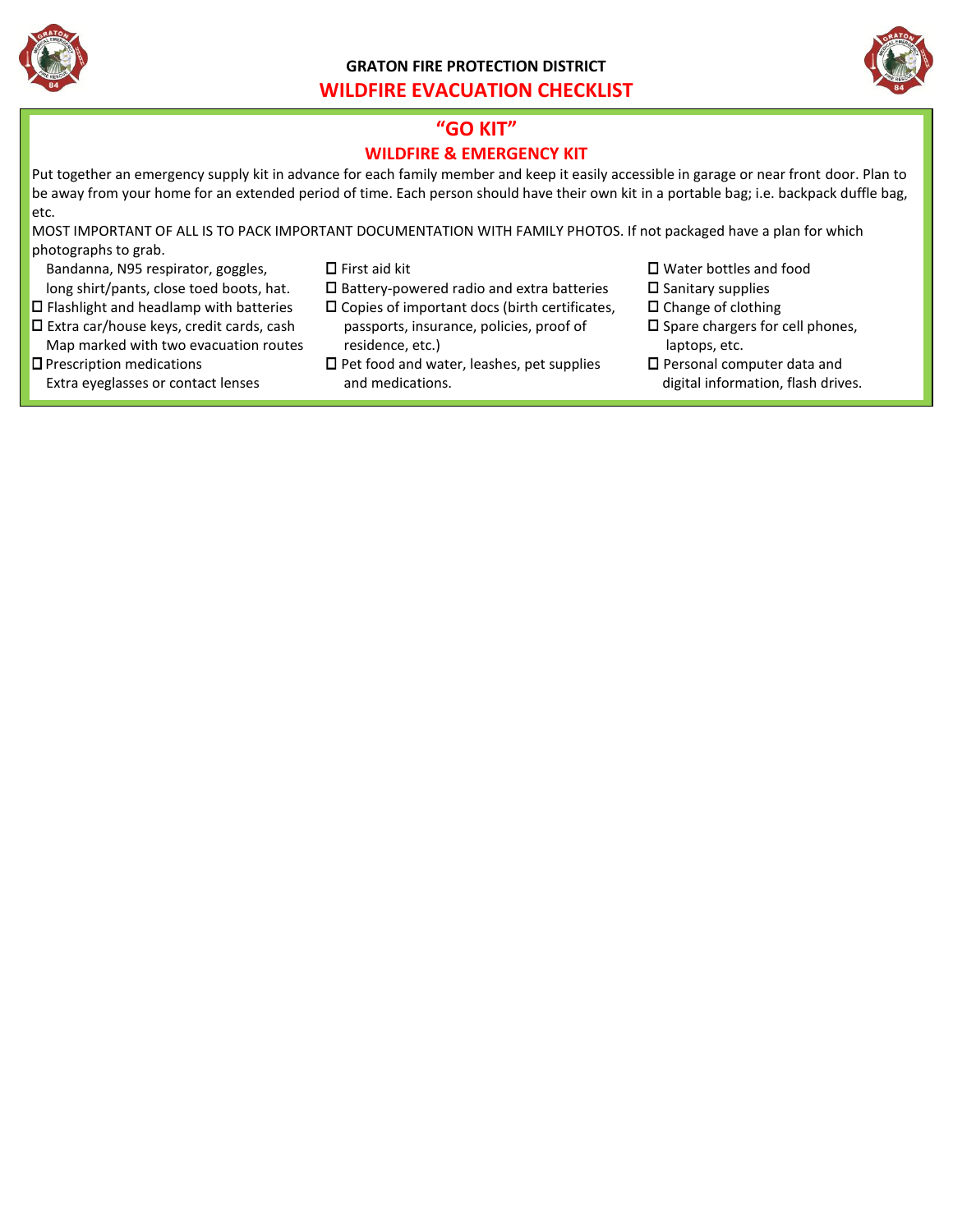**GRATON FIRE PROTECTION DISTRICT**

**WILDFIRE EVACUATION CHECKLIST**

## "GO KIT"

### WILDFIRE & EMERGENCY KIT

Put together an emergency supply kit in advance for each family member and keep it easily accessible in garage or near front door. Plan to be away from your home for an extended period of time. Each person should have their own kit in a portable bag; i.e. backpack duffle bag, etc.

MOST IMPORTANT OF ALL IS TO PACK IMPORTANT DOCUMENTATION WITH FAMILY PHOTOS. If not packaged have a plan for which photographs to grab.

- Bandanna, N95 respirator, goggles, long shirt/pants, close toed boots, hat.
- ☐ Flashlight and headlamp with batteries
- ☐ Extra car/house keys, credit cards, cash
- Map marked with two evacuation routes
- ☐ Prescription medications
- Extra eyeglasses or contact lenses
- ☐ First aid kit
- ☐ Battery-powered radio and extra batteries
- ☐ Copies of important docs (birth certificates, passports, insurance, policies, proof of residence, etc.)
- ☐ Pet food and water, leashes, pet supplies and medications.
- ☐ Water bottles and food
- ☐ Sanitary supplies
- ☐ Change of clothing
- ☐ Spare chargers for cell phones, laptops, etc.
- ☐ Personal computer data and digital information, flash drives.